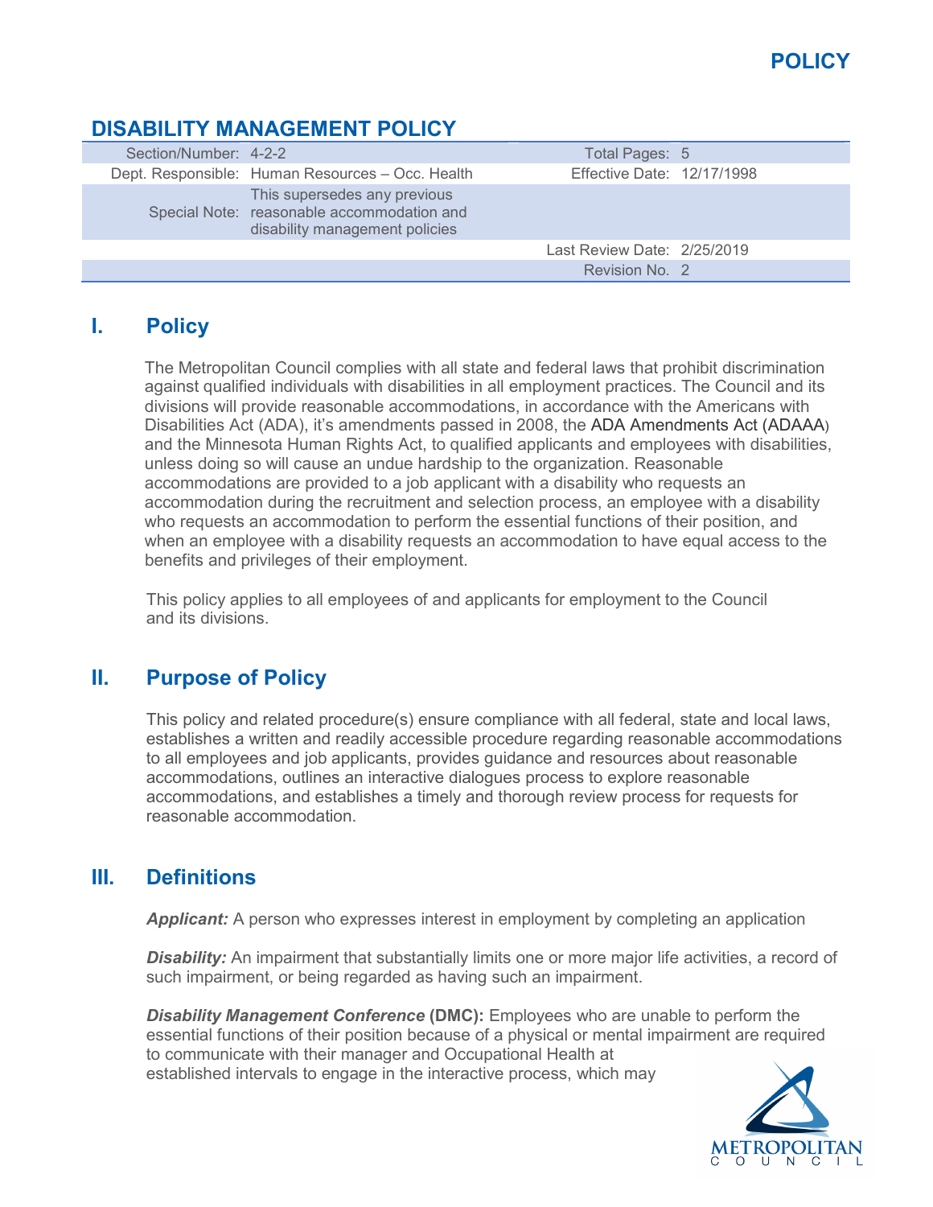**POLICY**

# DISABILITY MANAGEMENT POLICY

| | | | |
|---|---|---|---|
| Section/Number: | 4-2-2 | Total Pages: | 5 |
| Dept. Responsible: | Human Resources – Occ. Health | Effective Date: | 12/17/1998 |
| Special Note: | This supersedes any previous reasonable accommodation and disability management policies | | |
| | | Last Review Date: | 2/25/2019 |
| | | Revision No. | 2 |

## I. Policy

The Metropolitan Council complies with all state and federal laws that prohibit discrimination against qualified individuals with disabilities in all employment practices. The Council and its divisions will provide reasonable accommodations, in accordance with the Americans with Disabilities Act (ADA), it's amendments passed in 2008, the ADA Amendments Act (ADAAA) and the Minnesota Human Rights Act, to qualified applicants and employees with disabilities, unless doing so will cause an undue hardship to the organization. Reasonable accommodations are provided to a job applicant with a disability who requests an accommodation during the recruitment and selection process, an employee with a disability who requests an accommodation to perform the essential functions of their position, and when an employee with a disability requests an accommodation to have equal access to the benefits and privileges of their employment.

This policy applies to all employees of and applicants for employment to the Council and its divisions.

## II. Purpose of Policy

This policy and related procedure(s) ensure compliance with all federal, state and local laws, establishes a written and readily accessible procedure regarding reasonable accommodations to all employees and job applicants, provides guidance and resources about reasonable accommodations, outlines an interactive dialogues process to explore reasonable accommodations, and establishes a timely and thorough review process for requests for reasonable accommodation.

## III. Definitions

***Applicant:*** A person who expresses interest in employment by completing an application

***Disability:*** An impairment that substantially limits one or more major life activities, a record of such impairment, or being regarded as having such an impairment.

***Disability Management Conference* (DMC):** Employees who are unable to perform the essential functions of their position because of a physical or mental impairment are required to communicate with their manager and Occupational Health at established intervals to engage in the interactive process, which may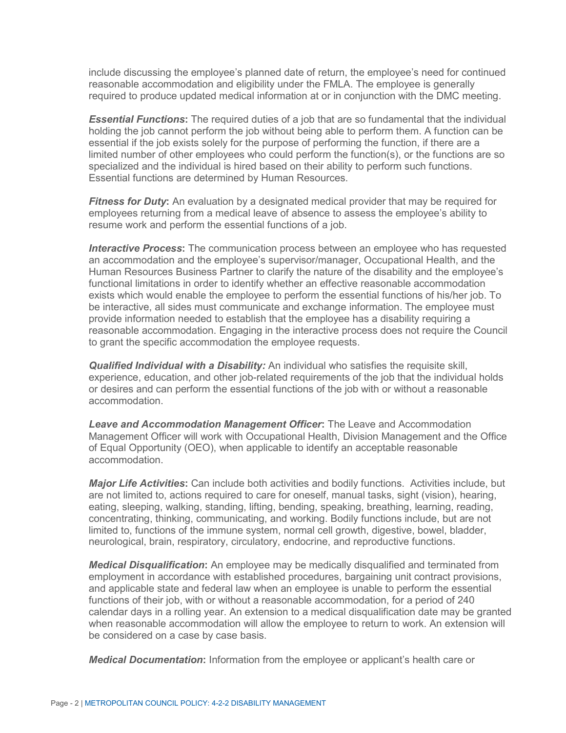include discussing the employee's planned date of return, the employee's need for continued reasonable accommodation and eligibility under the FMLA. The employee is generally required to produce updated medical information at or in conjunction with the DMC meeting.

***Essential Functions*****:** The required duties of a job that are so fundamental that the individual holding the job cannot perform the job without being able to perform them. A function can be essential if the job exists solely for the purpose of performing the function, if there are a limited number of other employees who could perform the function(s), or the functions are so specialized and the individual is hired based on their ability to perform such functions. Essential functions are determined by Human Resources.

***Fitness for Duty*****:** An evaluation by a designated medical provider that may be required for employees returning from a medical leave of absence to assess the employee's ability to resume work and perform the essential functions of a job.

***Interactive Process*****:** The communication process between an employee who has requested an accommodation and the employee's supervisor/manager, Occupational Health, and the Human Resources Business Partner to clarify the nature of the disability and the employee's functional limitations in order to identify whether an effective reasonable accommodation exists which would enable the employee to perform the essential functions of his/her job. To be interactive, all sides must communicate and exchange information. The employee must provide information needed to establish that the employee has a disability requiring a reasonable accommodation. Engaging in the interactive process does not require the Council to grant the specific accommodation the employee requests.

***Qualified Individual with a Disability:*** An individual who satisfies the requisite skill, experience, education, and other job-related requirements of the job that the individual holds or desires and can perform the essential functions of the job with or without a reasonable accommodation.

***Leave and Accommodation Management Officer*****:** The Leave and Accommodation Management Officer will work with Occupational Health, Division Management and the Office of Equal Opportunity (OEO), when applicable to identify an acceptable reasonable accommodation.

***Major Life Activities*****:** Can include both activities and bodily functions. Activities include, but are not limited to, actions required to care for oneself, manual tasks, sight (vision), hearing, eating, sleeping, walking, standing, lifting, bending, speaking, breathing, learning, reading, concentrating, thinking, communicating, and working. Bodily functions include, but are not limited to, functions of the immune system, normal cell growth, digestive, bowel, bladder, neurological, brain, respiratory, circulatory, endocrine, and reproductive functions.

***Medical Disqualification*****:** An employee may be medically disqualified and terminated from employment in accordance with established procedures, bargaining unit contract provisions, and applicable state and federal law when an employee is unable to perform the essential functions of their job, with or without a reasonable accommodation, for a period of 240 calendar days in a rolling year. An extension to a medical disqualification date may be granted when reasonable accommodation will allow the employee to return to work. An extension will be considered on a case by case basis.

***Medical Documentation*****:** Information from the employee or applicant's health care or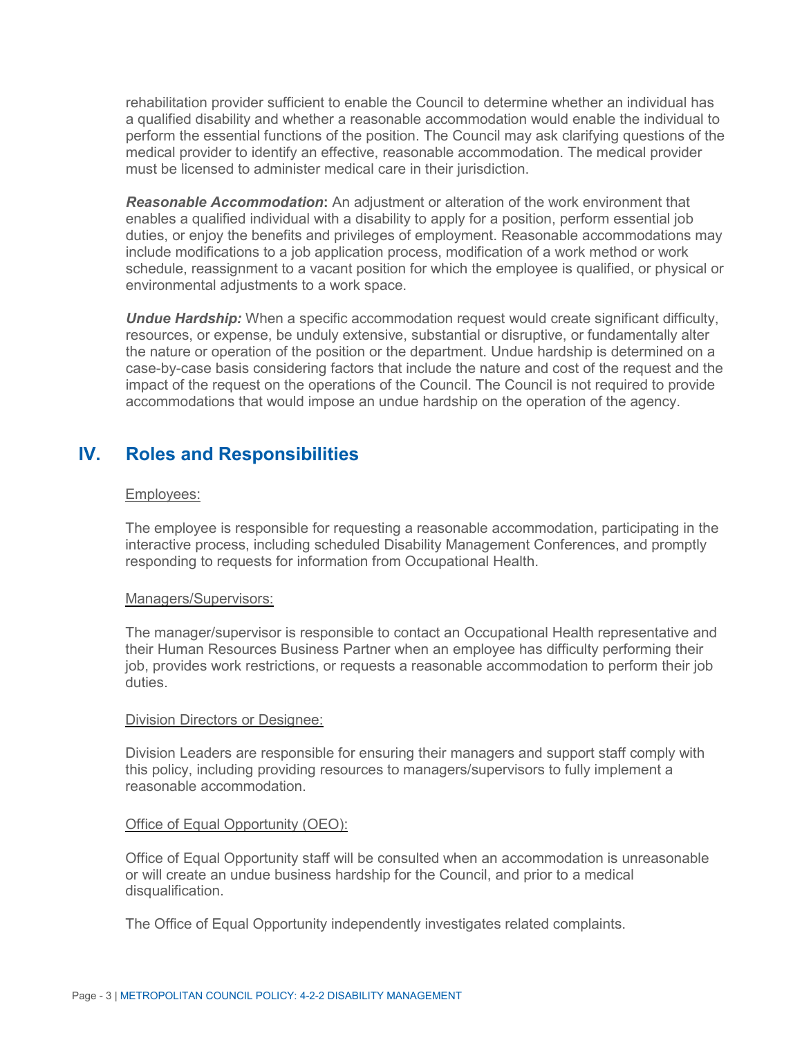rehabilitation provider sufficient to enable the Council to determine whether an individual has a qualified disability and whether a reasonable accommodation would enable the individual to perform the essential functions of the position. The Council may ask clarifying questions of the medical provider to identify an effective, reasonable accommodation. The medical provider must be licensed to administer medical care in their jurisdiction.

***Reasonable Accommodation*****:** An adjustment or alteration of the work environment that enables a qualified individual with a disability to apply for a position, perform essential job duties, or enjoy the benefits and privileges of employment. Reasonable accommodations may include modifications to a job application process, modification of a work method or work schedule, reassignment to a vacant position for which the employee is qualified, or physical or environmental adjustments to a work space.

***Undue Hardship:*** When a specific accommodation request would create significant difficulty, resources, or expense, be unduly extensive, substantial or disruptive, or fundamentally alter the nature or operation of the position or the department. Undue hardship is determined on a case-by-case basis considering factors that include the nature and cost of the request and the impact of the request on the operations of the Council. The Council is not required to provide accommodations that would impose an undue hardship on the operation of the agency.

## IV. Roles and Responsibilities

<u>Employees:</u>

The employee is responsible for requesting a reasonable accommodation, participating in the interactive process, including scheduled Disability Management Conferences, and promptly responding to requests for information from Occupational Health.

<u>Managers/Supervisors:</u>

The manager/supervisor is responsible to contact an Occupational Health representative and their Human Resources Business Partner when an employee has difficulty performing their job, provides work restrictions, or requests a reasonable accommodation to perform their job duties.

<u>Division Directors or Designee:</u>

Division Leaders are responsible for ensuring their managers and support staff comply with this policy, including providing resources to managers/supervisors to fully implement a reasonable accommodation.

<u>Office of Equal Opportunity (OEO):</u>

Office of Equal Opportunity staff will be consulted when an accommodation is unreasonable or will create an undue business hardship for the Council, and prior to a medical disqualification.

The Office of Equal Opportunity independently investigates related complaints.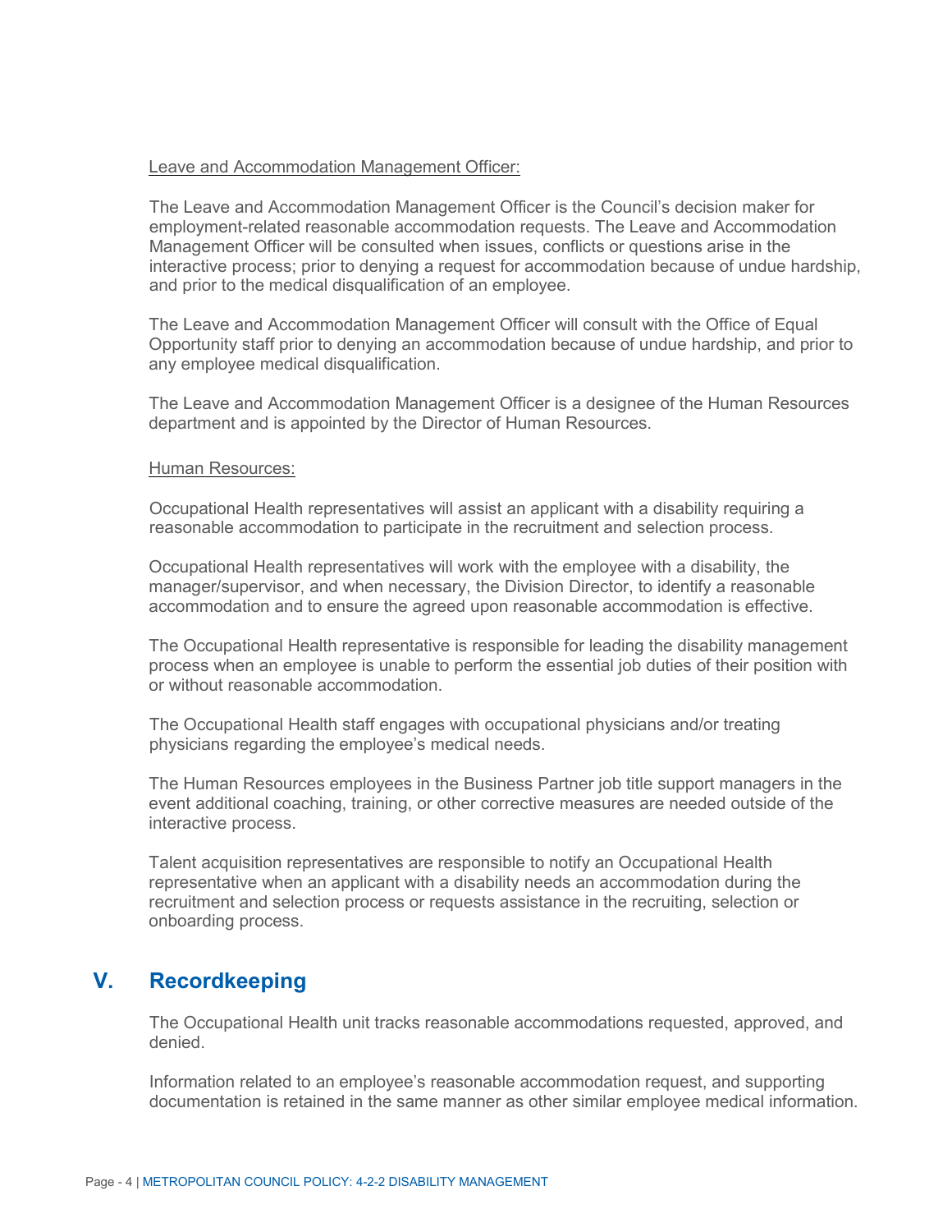Leave and Accommodation Management Officer:

The Leave and Accommodation Management Officer is the Council's decision maker for employment-related reasonable accommodation requests. The Leave and Accommodation Management Officer will be consulted when issues, conflicts or questions arise in the interactive process; prior to denying a request for accommodation because of undue hardship, and prior to the medical disqualification of an employee.

The Leave and Accommodation Management Officer will consult with the Office of Equal Opportunity staff prior to denying an accommodation because of undue hardship, and prior to any employee medical disqualification.

The Leave and Accommodation Management Officer is a designee of the Human Resources department and is appointed by the Director of Human Resources.

Human Resources:

Occupational Health representatives will assist an applicant with a disability requiring a reasonable accommodation to participate in the recruitment and selection process.

Occupational Health representatives will work with the employee with a disability, the manager/supervisor, and when necessary, the Division Director, to identify a reasonable accommodation and to ensure the agreed upon reasonable accommodation is effective.

The Occupational Health representative is responsible for leading the disability management process when an employee is unable to perform the essential job duties of their position with or without reasonable accommodation.

The Occupational Health staff engages with occupational physicians and/or treating physicians regarding the employee's medical needs.

The Human Resources employees in the Business Partner job title support managers in the event additional coaching, training, or other corrective measures are needed outside of the interactive process.

Talent acquisition representatives are responsible to notify an Occupational Health representative when an applicant with a disability needs an accommodation during the recruitment and selection process or requests assistance in the recruiting, selection or onboarding process.

## V. Recordkeeping

The Occupational Health unit tracks reasonable accommodations requested, approved, and denied.

Information related to an employee's reasonable accommodation request, and supporting documentation is retained in the same manner as other similar employee medical information.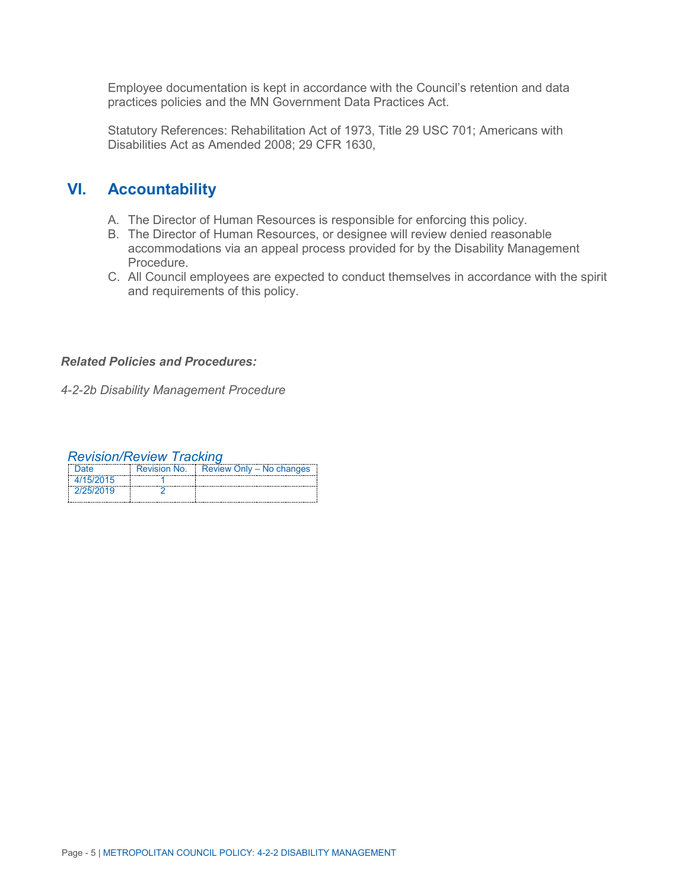Employee documentation is kept in accordance with the Council's retention and data practices policies and the MN Government Data Practices Act.

Statutory References: Rehabilitation Act of 1973, Title 29 USC 701; Americans with Disabilities Act as Amended 2008; 29 CFR 1630,

## VI. Accountability

A. The Director of Human Resources is responsible for enforcing this policy.
B. The Director of Human Resources, or designee will review denied reasonable accommodations via an appeal process provided for by the Disability Management Procedure.
C. All Council employees are expected to conduct themselves in accordance with the spirit and requirements of this policy.

***Related Policies and Procedures:***

*4-2-2b Disability Management Procedure*

*Revision/Review Tracking*

| Date | Revision No. | Review Only – No changes |
| --- | --- | --- |
| 4/15/2015 | 1 | |
| 2/25/2019 | 2 | |